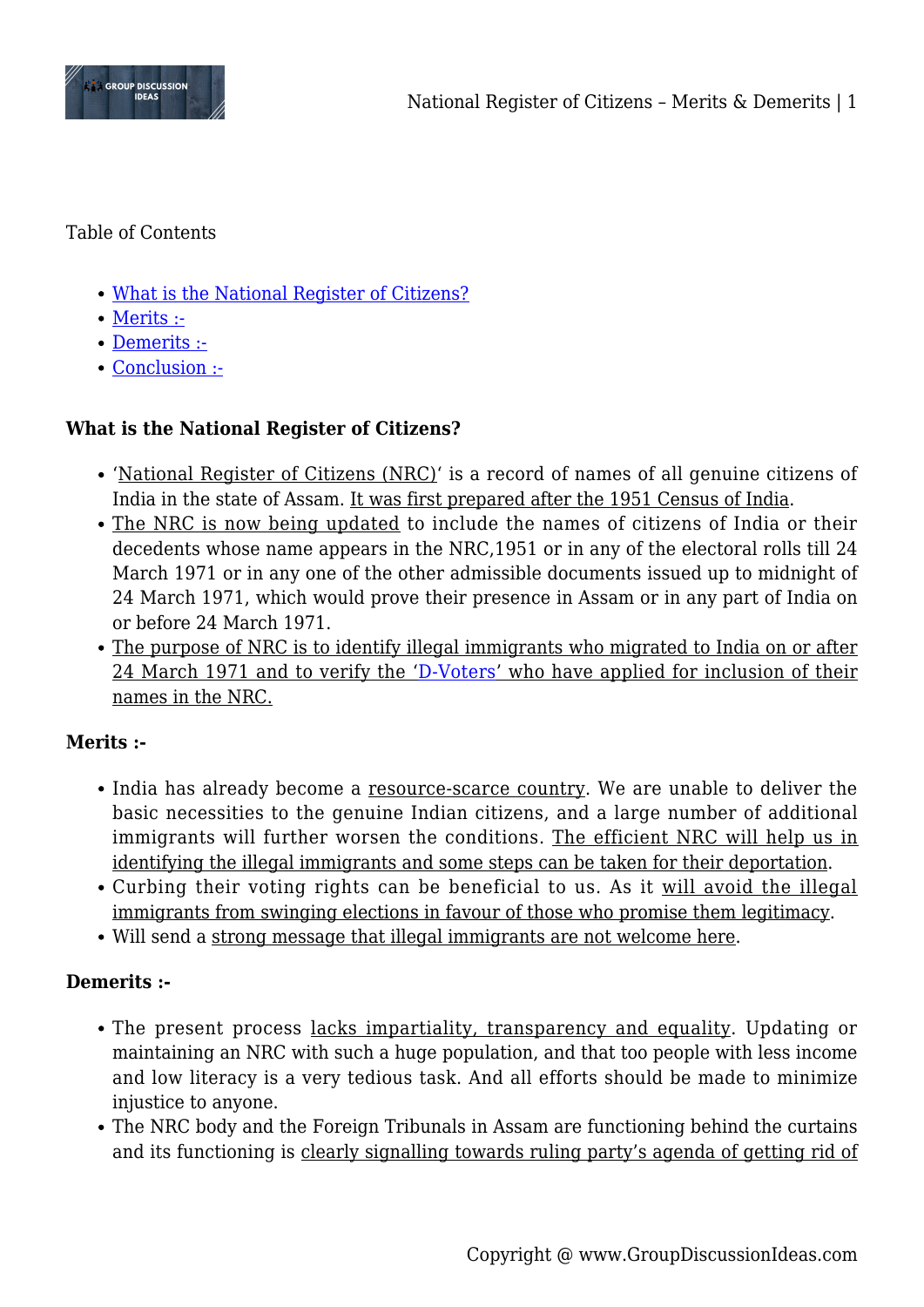Table of Contents

- What is the National Register of Citizens?
- Merits :-
- Demerits :-
- Conclusion :-

**What is the National Register of Citizens?**

- 'National Register of Citizens (NRC)' is a record of names of all genuine citizens of India in the state of Assam. It was first prepared after the 1951 Census of India.
- The NRC is now being updated to include the names of citizens of India or their decedents whose name appears in the NRC,1951 or in any of the electoral rolls till 24 March 1971 or in any one of the other admissible documents issued up to midnight of 24 March 1971, which would prove their presence in Assam or in any part of India on or before 24 March 1971.
- The purpose of NRC is to identify illegal immigrants who migrated to India on or after 24 March 1971 and to verify the 'D-Voters' who have applied for inclusion of their names in the NRC.

**Merits :-**

- India has already become a resource-scarce country. We are unable to deliver the basic necessities to the genuine Indian citizens, and a large number of additional immigrants will further worsen the conditions. The efficient NRC will help us in identifying the illegal immigrants and some steps can be taken for their deportation.
- Curbing their voting rights can be beneficial to us. As it will avoid the illegal immigrants from swinging elections in favour of those who promise them legitimacy.
- Will send a strong message that illegal immigrants are not welcome here.

**Demerits :-**

- The present process lacks impartiality, transparency and equality. Updating or maintaining an NRC with such a huge population, and that too people with less income and low literacy is a very tedious task. And all efforts should be made to minimize injustice to anyone.
- The NRC body and the Foreign Tribunals in Assam are functioning behind the curtains and its functioning is clearly signalling towards ruling party's agenda of getting rid of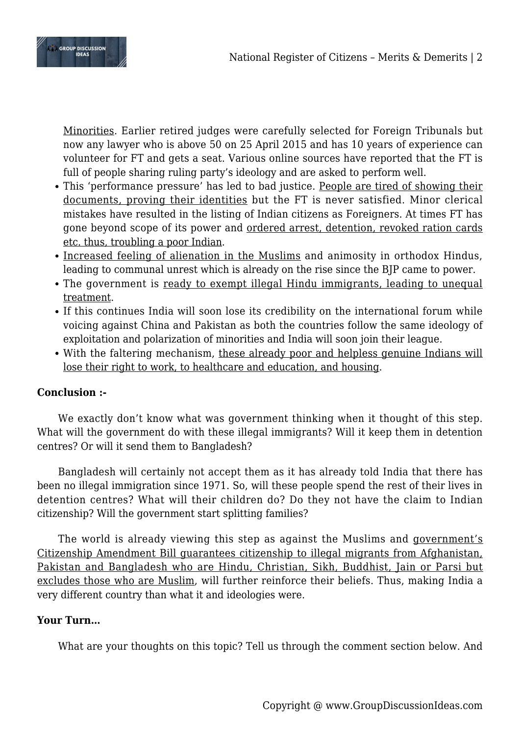Minorities. Earlier retired judges were carefully selected for Foreign Tribunals but now any lawyer who is above 50 on 25 April 2015 and has 10 years of experience can volunteer for FT and gets a seat. Various online sources have reported that the FT is full of people sharing ruling party's ideology and are asked to perform well.

- This 'performance pressure' has led to bad justice. People are tired of showing their documents, proving their identities but the FT is never satisfied. Minor clerical mistakes have resulted in the listing of Indian citizens as Foreigners. At times FT has gone beyond scope of its power and ordered arrest, detention, revoked ration cards etc. thus, troubling a poor Indian.
- Increased feeling of alienation in the Muslims and animosity in orthodox Hindus, leading to communal unrest which is already on the rise since the BJP came to power.
- The government is ready to exempt illegal Hindu immigrants, leading to unequal treatment.
- If this continues India will soon lose its credibility on the international forum while voicing against China and Pakistan as both the countries follow the same ideology of exploitation and polarization of minorities and India will soon join their league.
- With the faltering mechanism, these already poor and helpless genuine Indians will lose their right to work, to healthcare and education, and housing.

**Conclusion :-**

We exactly don't know what was government thinking when it thought of this step. What will the government do with these illegal immigrants? Will it keep them in detention centres? Or will it send them to Bangladesh?

Bangladesh will certainly not accept them as it has already told India that there has been no illegal immigration since 1971. So, will these people spend the rest of their lives in detention centres? What will their children do? Do they not have the claim to Indian citizenship? Will the government start splitting families?

The world is already viewing this step as against the Muslims and government's Citizenship Amendment Bill guarantees citizenship to illegal migrants from Afghanistan, Pakistan and Bangladesh who are Hindu, Christian, Sikh, Buddhist, Jain or Parsi but excludes those who are Muslim, will further reinforce their beliefs. Thus, making India a very different country than what it and ideologies were.

**Your Turn…**

What are your thoughts on this topic? Tell us through the comment section below. And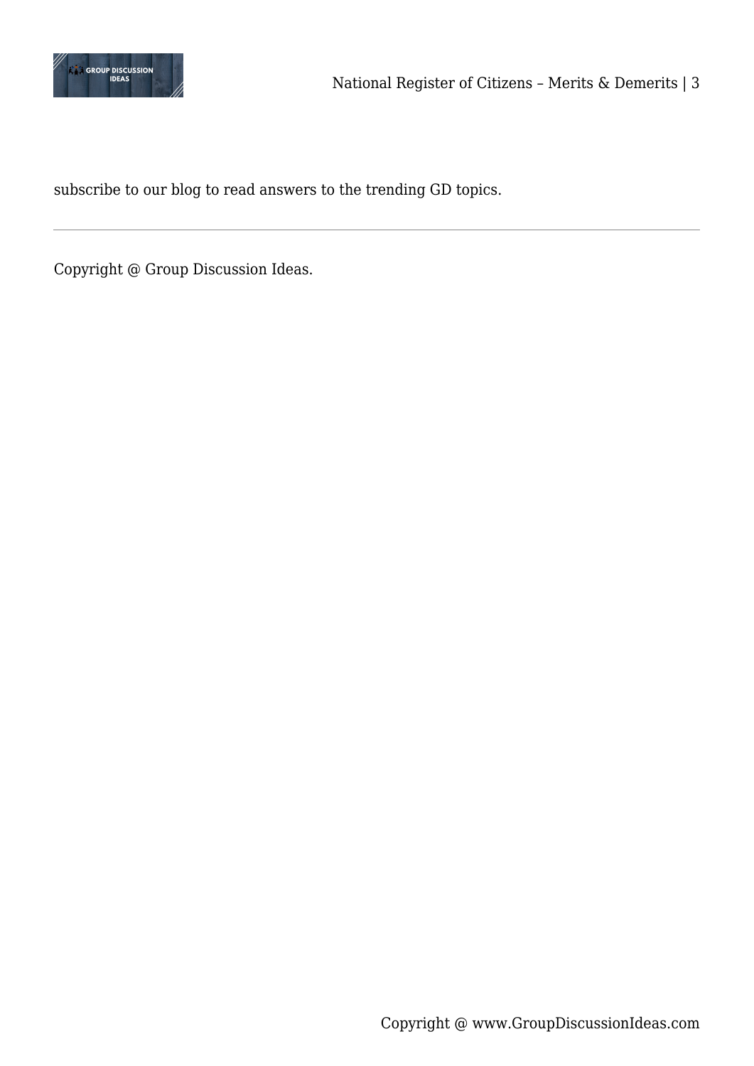subscribe to our blog to read answers to the trending GD topics.

---

Copyright @ Group Discussion Ideas.